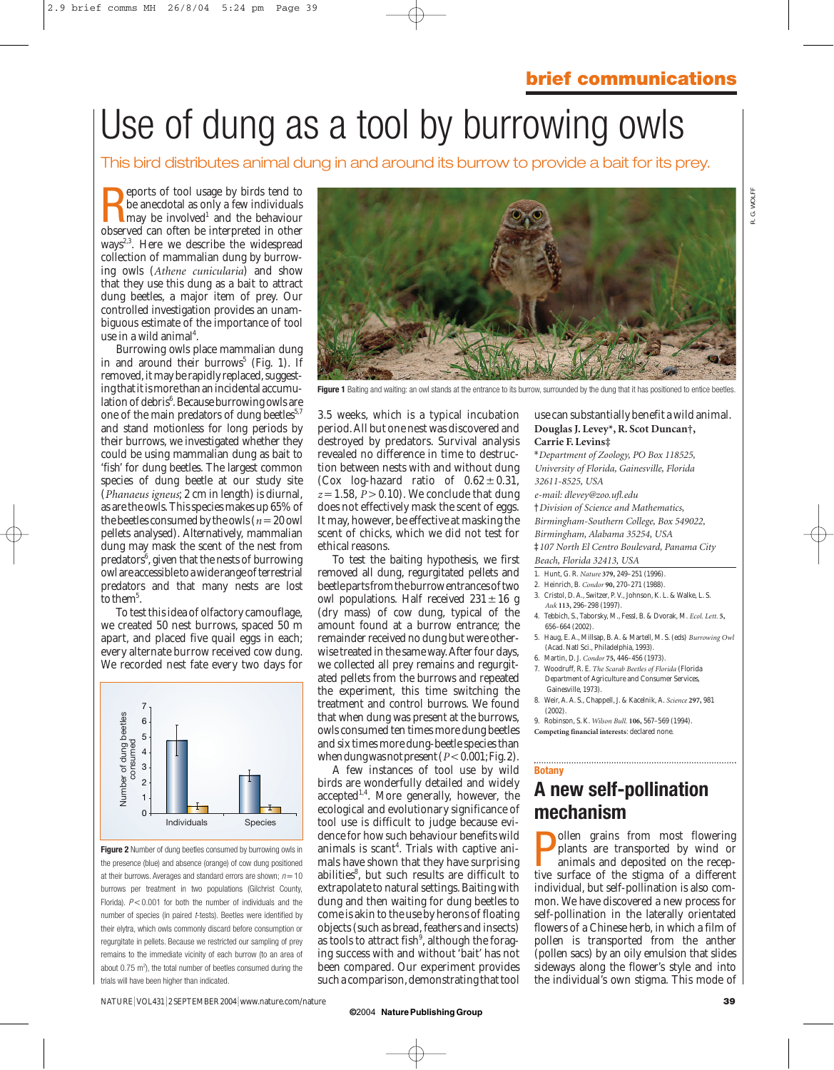brief communications

# Use of dung as a tool by burrowing owls

This bird distributes animal dung in and around its burrow to provide a bait for its prey.

Reports of tool usage by birds tend to be anecdotal as only a few individuals may be involved[1] and the behaviour observed can often be interpreted in other ways[2,3]. Here we describe the widespread collection of mammalian dung by burrowing owls (*Athene cunicularia*) and show that they use this dung as a bait to attract dung beetles, a major item of prey. Our controlled investigation provides an unambiguous estimate of the importance of tool use in a wild animal[4].

Burrowing owls place mammalian dung in and around their burrows[5] (Fig. 1). If removed, it may be rapidly replaced, suggesting that it is more than an incidental accumulation of debris[6]. Because burrowing owls are one of the main predators of dung beetles[5,7] and stand motionless for long periods by their burrows, we investigated whether they could be using mammalian dung as bait to 'fish' for dung beetles. The largest common species of dung beetle at our study site (*Phanaeus igneus*; 2 cm in length) is diurnal, as are the owls. This species makes up 65% of the beetles consumed by the owls ($n = 20$ owl pellets analysed). Alternatively, mammalian dung may mask the scent of the nest from predators[6], given that the nests of burrowing owl are accessible to a wider range of terrestrial predators and that many nests are lost to them[5].

To test this idea of olfactory camouflage, we created 50 nest burrows, spaced 50 m apart, and placed five quail eggs in each; every alternate burrow received cow dung. We recorded nest fate every two days for 3.5 weeks, which is a typical incubation period. All but one nest was discovered and destroyed by predators. Survival analysis revealed no difference in time to destruction between nests with and without dung (Cox log-hazard ratio of $0.62 \pm 0.31$, $z = 1.58$, $P > 0.10$). We conclude that dung does not effectively mask the scent of eggs. It may, however, be effective at masking the scent of chicks, which we did not test for ethical reasons.

To test the baiting hypothesis, we first removed all dung, regurgitated pellets and beetle parts from the burrow entrances of two owl populations. Half received $231 \pm 16$ g (dry mass) of cow dung, typical of the amount found at a burrow entrance; the remainder received no dung but were otherwise treated in the same way. After four days, we collected all prey remains and regurgitated pellets from the burrows and repeated the experiment, this time switching the treatment and control burrows. We found that when dung was present at the burrows, owls consumed ten times more dung beetles and six times more dung-beetle species than when dung was not present ($P < 0.001$; Fig. 2).

Figure 1 Baiting and waiting: an owl stands at the entrance to its burrow, surrounded by the dung that it has positioned to entice beetles.

Figure 2 Number of dung beetles consumed by burrowing owls in the presence (blue) and absence (orange) of cow dung positioned at their burrows. Averages and standard errors are shown; $n = 10$ burrows per treatment in two populations (Gilchrist County, Florida). $P < 0.001$ for both the number of individuals and the number of species (in paired *t*-tests). Beetles were identified by their elytra, which owls commonly discard before consumption or regurgitate in pellets. Because we restricted our sampling of prey remains to the immediate vicinity of each burrow (to an area of about 0.75 $m^2$), the total number of beetles consumed during the trials will have been higher than indicated.

A few instances of tool use by wild birds are wonderfully detailed and widely accepted[1,4]. More generally, however, the ecological and evolutionary significance of tool use is difficult to judge because evidence for how such behaviour benefits wild animals is scant[4]. Trials with captive animals have shown that they have surprising abilities[8], but such results are difficult to extrapolate to natural settings. Baiting with dung and then waiting for dung beetles to come is akin to the use by herons of floating objects (such as bread, feathers and insects) as tools to attract fish[9], although the foraging success with and without 'bait' has not been compared. Our experiment provides such a comparison, demonstrating that tool use can substantially benefit a wild animal.

**Douglas J. Levey\*, R. Scot Duncan†, Carrie F. Levins‡**

*\*Department of Zoology, PO Box 118525, University of Florida, Gainesville, Florida 32611-8525, USA*
*e-mail: dlevey@zoo.ufl.edu*
*†Division of Science and Mathematics, Birmingham-Southern College, Box 549022, Birmingham, Alabama 35254, USA*
*‡107 North El Centro Boulevard, Panama City Beach, Florida 32413, USA*

1. Hunt, G. R. *Nature* **379**, 249–251 (1996).
2. Heinrich, B. *Condor* **90**, 270–271 (1988).
3. Cristol, D. A., Switzer, P. V., Johnson, K. L. & Walke, L. S. *Auk* **113**, 296–298 (1997).
4. Tebbich, S., Taborsky, M., Fessl, B. & Dvorak, M. *Ecol. Lett.* **5**, 656–664 (2002).
5. Haug, E. A., Millsap, B. A. & Martell, M. S. (eds) *Burrowing Owl* (Acad. Natl Sci., Philadelphia, 1993).
6. Martin, D. J. *Condor* **75**, 446–456 (1973).
7. Woodruff, R. E. *The Scarab Beetles of Florida* (Florida Department of Agriculture and Consumer Services, Gainesville, 1973).
8. Weir, A. A. S., Chappell, J. & Kacelnik, A. *Science* **297**, 981 (2002).
9. Robinson, S. K. *Wilson Bull.* **106**, 567–569 (1994).

**Competing financial interests**: declared none.

**Botany**

## A new self-pollination mechanism

Pollen grains from most flowering plants are transported by wind or animals and deposited on the receptive surface of the stigma of a different individual, but self-pollination is also common. We have discovered a new process for self-pollination in the laterally orientated flowers of a Chinese herb, in which a film of pollen is transported from the anther (pollen sacs) by an oily emulsion that slides sideways along the flower's style and into the individual's own stigma. This mode of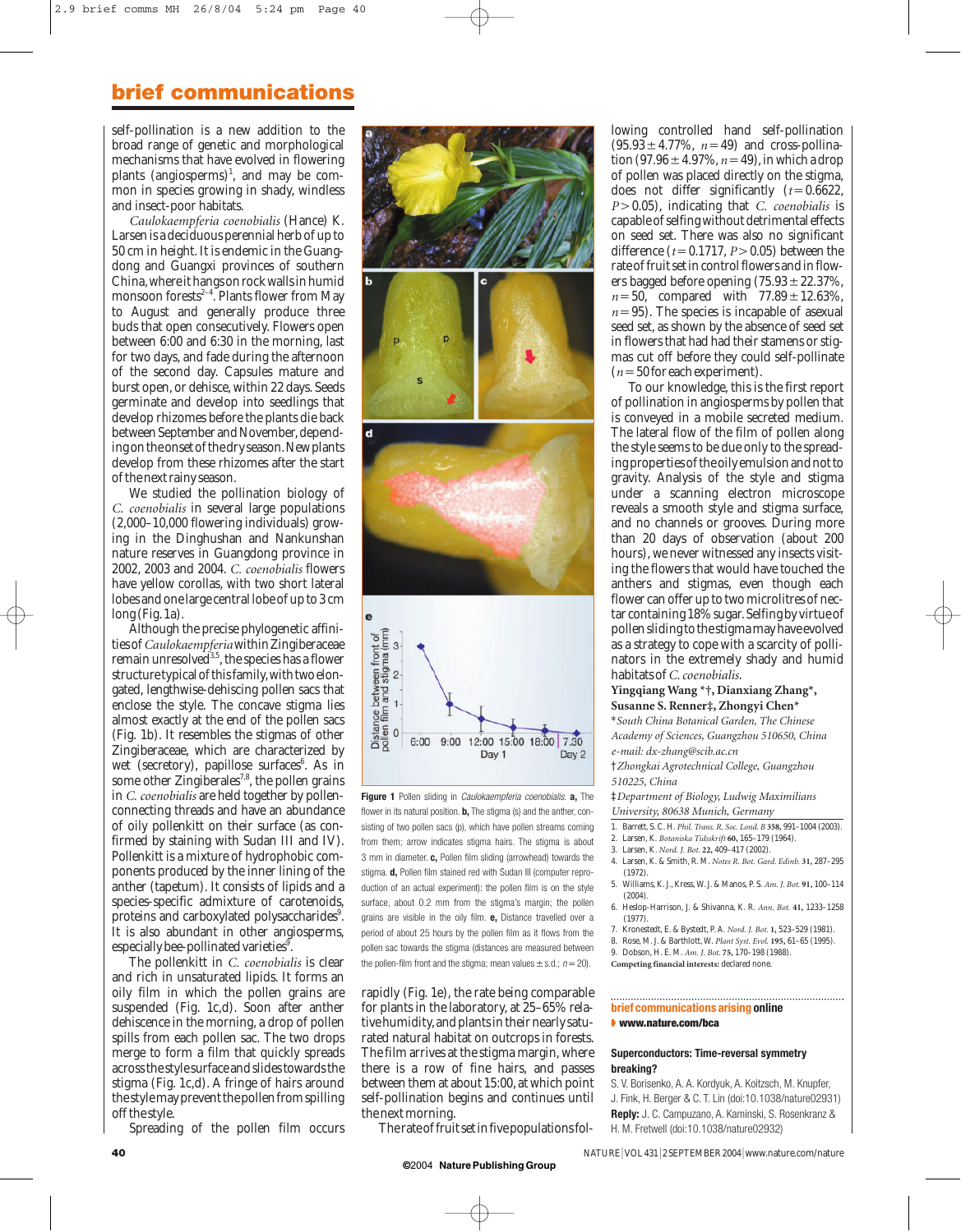self-pollination is a new addition to the broad range of genetic and morphological mechanisms that have evolved in flowering plants (angiosperms)[1], and may be common in species growing in shady, windless and insect-poor habitats.

*Caulokaempferia coenobialis* (Hance) K. Larsen is a deciduous perennial herb of up to 50 cm in height. It is endemic in the Guangdong and Guangxi provinces of southern China, where it hangs on rock walls in humid monsoon forests[2–4]. Plants flower from May to August and generally produce three buds that open consecutively. Flowers open between 6:00 and 6:30 in the morning, last for two days, and fade during the afternoon of the second day. Capsules mature and burst open, or dehisce, within 22 days. Seeds germinate and develop into seedlings that develop rhizomes before the plants die back between September and November, depending on the onset of the dry season. New plants develop from these rhizomes after the start of the next rainy season.

We studied the pollination biology of *C. coenobialis* in several large populations (2,000–10,000 flowering individuals) growing in the Dinghushan and Nankunshan nature reserves in Guangdong province in 2002, 2003 and 2004. *C. coenobialis* flowers have yellow corollas, with two short lateral lobes and one large central lobe of up to 3 cm long (Fig. 1a).

Although the precise phylogenetic affinities of *Caulokaempferia* within Zingiberaceae remain unresolved[3,5], the species has a flower structure typical of this family, with two elongated, lengthwise-dehiscing pollen sacs that enclose the style. The concave stigma lies almost exactly at the end of the pollen sacs (Fig. 1b). It resembles the stigmas of other Zingiberaceae, which are characterized by wet (secretory), papillose surfaces[6]. As in some other Zingiberales[7,8], the pollen grains in *C. coenobialis* are held together by pollen-connecting threads and have an abundance of oily pollenkitt on their surface (as confirmed by staining with Sudan III and IV). Pollenkitt is a mixture of hydrophobic components produced by the inner lining of the anther (tapetum). It consists of lipids and a species-specific admixture of carotenoids, proteins and carboxylated polysaccharides[9]. It is also abundant in other angiosperms, especially bee-pollinated varieties[9].

The pollenkitt in *C. coenobialis* is clear and rich in unsaturated lipids. It forms an oily film in which the pollen grains are suspended (Fig. 1c,d). Soon after anther dehiscence in the morning, a drop of pollen spills from each pollen sac. The two drops merge to form a film that quickly spreads across the style surface and slides towards the stigma (Fig. 1c,d). A fringe of hairs around the style may prevent the pollen from spilling off the style.

Spreading of the pollen film occurs rapidly (Fig. 1e), the rate being comparable for plants in the laboratory, at 25–65% relative humidity, and plants in their nearly saturated natural habitat on outcrops in forests. The film arrives at the stigma margin, where there is a row of fine hairs, and passes between them at about 15:00, at which point self-pollination begins and continues until the next morning.

a

b

p p s

c

d

e

Distance between front of pollen film and stigma (mm)

3
2
1
0

6:00 9:00 12:00 15:00 18:00 7:30
Day 1 Day 2

**Figure 1** Pollen sliding in *Caulokaempferia coenobialis*. **a,** The flower in its natural position. **b,** The stigma (s) and the anther, consisting of two pollen sacs (p), which have pollen streams coming from them; arrow indicates stigma hairs. The stigma is about 3 mm in diameter. **c,** Pollen film sliding (arrowhead) towards the stigma. **d,** Pollen film stained red with Sudan III (computer reproduction of an actual experiment): the pollen film is on the style surface, about 0.2 mm from the stigma's margin; the pollen grains are visible in the oily film. **e,** Distance travelled over a period of about 25 hours by the pollen film as it flows from the pollen sac towards the stigma (distances are measured between the pollen-film front and the stigma; mean values ± s.d.; $n = 20$).

The rate of fruit set in five populations following controlled hand self-pollination ($95.93 \pm 4.77\%$, $n = 49$) and cross-pollination ($97.96 \pm 4.97\%$, $n = 49$), in which a drop of pollen was placed directly on the stigma, does not differ significantly ($t = 0.6622$, $P > 0.05$), indicating that *C. coenobialis* is capable of selfing without detrimental effects on seed set. There was also no significant difference ($t = 0.1717$, $P > 0.05$) between the rate of fruit set in control flowers and in flowers bagged before opening ($75.93 \pm 22.37\%$, $n = 50$, compared with $77.89 \pm 12.63\%$, $n = 95$). The species is incapable of asexual seed set, as shown by the absence of seed set in flowers that had had their stamens or stigmas cut off before they could self-pollinate ($n = 50$ for each experiment).

To our knowledge, this is the first report of pollination in angiosperms by pollen that is conveyed in a mobile secreted medium. The lateral flow of the film of pollen along the style seems to be due only to the spreading properties of the oily emulsion and not to gravity. Analysis of the style and stigma under a scanning electron microscope reveals a smooth style and stigma surface, and no channels or grooves. During more than 20 days of observation (about 200 hours), we never witnessed any insects visiting the flowers that would have touched the anthers and stigmas, even though each flower can offer up to two microlitres of nectar containing 18% sugar. Selfing by virtue of pollen sliding to the stigma may have evolved as a strategy to cope with a scarcity of pollinators in the extremely shady and humid habitats of *C. coenobialis*.

**Yingqiang Wang\*†, Dianxiang Zhang\*, Susanne S. Renner‡, Zhongyi Chen\***

*\*South China Botanical Garden, The Chinese Academy of Sciences, Guangzhou 510650, China*
*e-mail: dx-zhang@scib.ac.cn*

*†Zhongkai Agrotechnical College, Guangzhou 510225, China*

*‡Department of Biology, Ludwig Maximilians University, 80638 Munich, Germany*

1. Barrett, S. C. H. *Phil. Trans. R. Soc. Lond. B* **358,** 991–1004 (2003).
2. Larsen, K. *Botaniska Tidsskrift* **60,** 165–179 (1964).
3. Larsen, K. *Nord. J. Bot.* **22,** 409–417 (2002).
4. Larsen, K. & Smith, R. M. *Notes R. Bot. Gard. Edinb.* **31,** 287–295 (1972).
5. Williams, K. J., Kress, W. J. & Manos, P. S. *Am. J. Bot.* **91,** 100–114 (2004).
6. Heslop-Harrison, J. & Shivanna, K. R. *Ann. Bot.* **41,** 1233–1258 (1977).
7. Kronestedt, E. & Bystedt, P. A. *Nord. J. Bot.* **1,** 523–529 (1981).
8. Rose, M. J. & Barthlott, W. *Plant Syst. Evol.* **195,** 61–65 (1995).
9. Dobson, H. E. M. *Am. J. Bot.* **75,** 170–198 (1988).

**Competing financial interests:** declared none.

**brief communications arising online**
**www.nature.com/bca**

**Superconductors: Time-reversal symmetry breaking?**
S. V. Borisenko, A. A. Kordyuk, A. Koitzsch, M. Knupfer, J. Fink, H. Berger & C. T. Lin (doi:10.1038/nature02931)
**Reply:** J. C. Campuzano, A. Kaminski, S. Rosenkranz & H. M. Fretwell (doi:10.1038/nature02932)